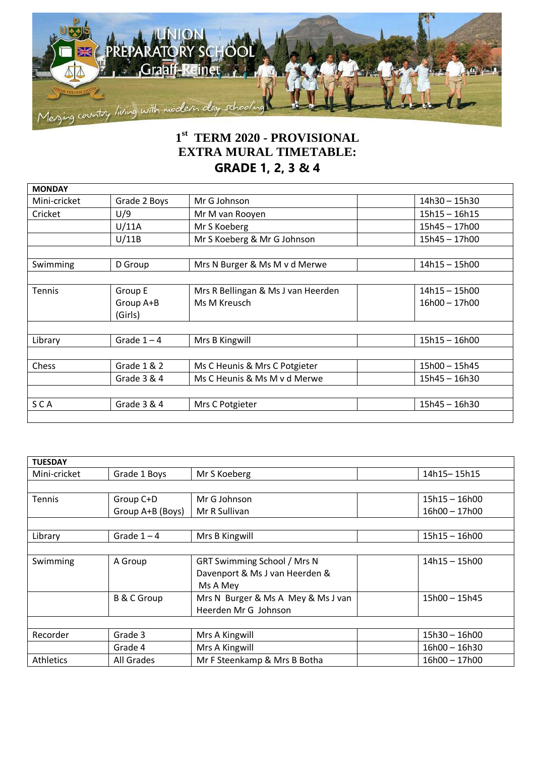Union Preparatory School Graaff-Reinet

Merging country living with modern day schooling

# 1st TERM 2020 - PROVISIONAL EXTRA MURAL TIMETABLE:
# GRADE 1, 2, 3 & 4

| MONDAY | | | | |
|---|---|---|---|---|
| Mini-cricket | Grade 2 Boys | Mr G Johnson | | 14h30 – 15h30 |
| Cricket | U/9 | Mr M van Rooyen | | 15h15 – 16h15 |
| | U/11A | Mr S Koeberg | | 15h45 – 17h00 |
| | U/11B | Mr S Koeberg & Mr G Johnson | | 15h45 – 17h00 |
| | | | | |
| Swimming | D Group | Mrs N Burger & Ms M v d Merwe | | 14h15 – 15h00 |
| | | | | |
| Tennis | Group E<br>Group A+B (Girls) | Mrs R Bellingan & Ms J van Heerden<br>Ms M Kreusch | | 14h15 – 15h00<br>16h00 – 17h00 |
| | | | | |
| Library | Grade 1 – 4 | Mrs B Kingwill | | 15h15 – 16h00 |
| | | | | |
| Chess | Grade 1 & 2 | Ms C Heunis & Mrs C Potgieter | | 15h00 – 15h45 |
| | Grade 3 & 4 | Ms C Heunis & Ms M v d Merwe | | 15h45 – 16h30 |
| | | | | |
| S C A | Grade 3 & 4 | Mrs C Potgieter | | 15h45 – 16h30 |
| | | | | |

| TUESDAY | | | | |
|---|---|---|---|---|
| Mini-cricket | Grade 1 Boys | Mr S Koeberg | | 14h15– 15h15 |
| | | | | |
| Tennis | Group C+D<br>Group A+B (Boys) | Mr G Johnson<br>Mr R Sullivan | | 15h15 – 16h00<br>16h00 – 17h00 |
| | | | | |
| Library | Grade 1 – 4 | Mrs B Kingwill | | 15h15 – 16h00 |
| | | | | |
| Swimming | A Group | GRT Swimming School / Mrs N Davenport & Ms J van Heerden & Ms A Mey | | 14h15 – 15h00 |
| | B & C Group | Mrs N Burger & Ms A Mey & Ms J van Heerden Mr G Johnson | | 15h00 – 15h45 |
| | | | | |
| Recorder | Grade 3 | Mrs A Kingwill | | 15h30 – 16h00 |
| | Grade 4 | Mrs A Kingwill | | 16h00 – 16h30 |
| Athletics | All Grades | Mr F Steenkamp & Mrs B Botha | | 16h00 – 17h00 |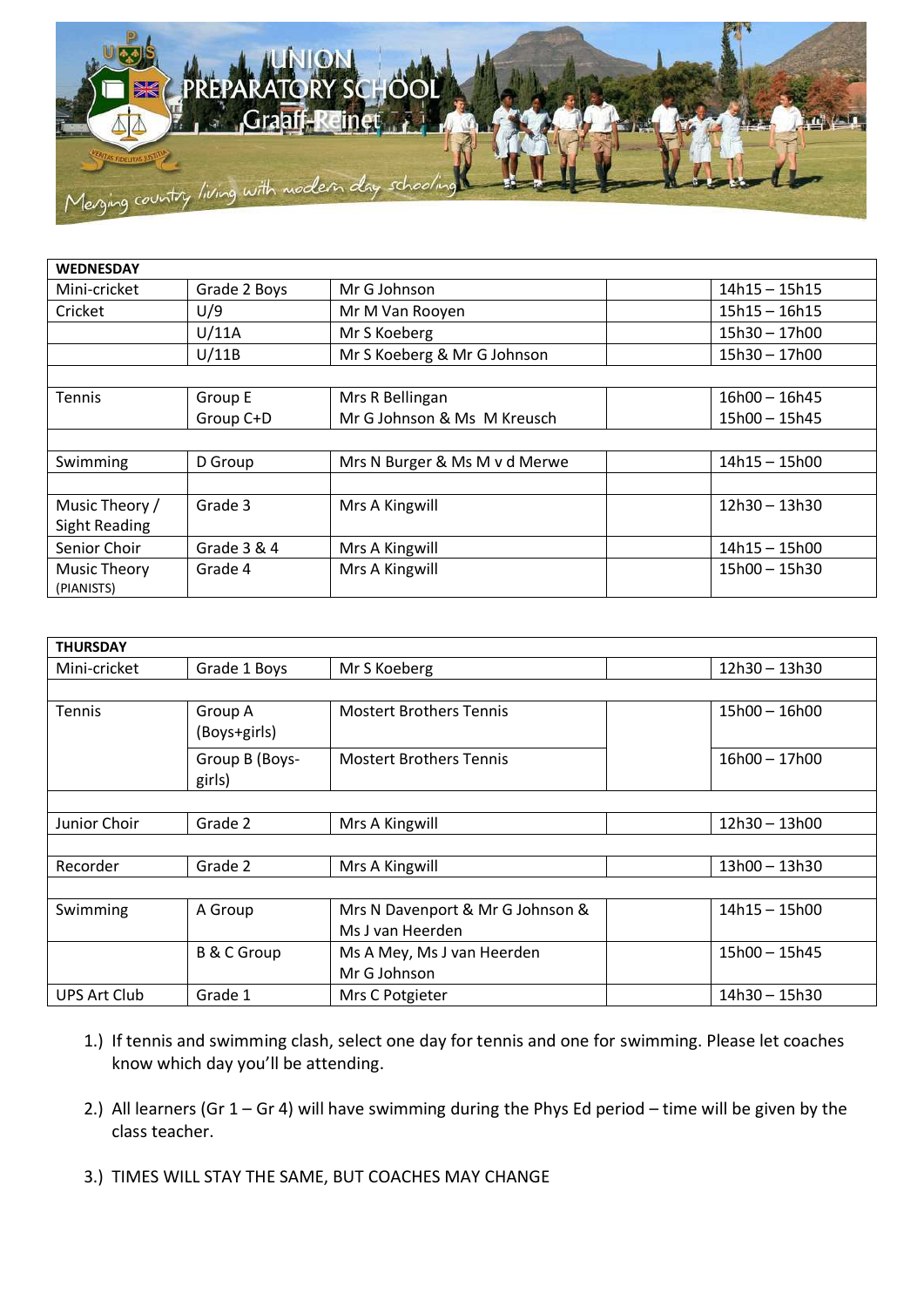| WEDNESDAY | | | | |
|---|---|---|---|---|
| Mini-cricket | Grade 2 Boys | Mr G Johnson | | 14h15 – 15h15 |
| Cricket | U/9 | Mr M Van Rooyen | | 15h15 – 16h15 |
| | U/11A | Mr S Koeberg | | 15h30 – 17h00 |
| | U/11B | Mr S Koeberg & Mr G Johnson | | 15h30 – 17h00 |
| | | | | |
| Tennis | Group E<br>Group C+D | Mrs R Bellingan<br>Mr G Johnson & Ms M Kreusch | | 16h00 – 16h45<br>15h00 – 15h45 |
| | | | | |
| Swimming | D Group | Mrs N Burger & Ms M v d Merwe | | 14h15 – 15h00 |
| | | | | |
| Music Theory / Sight Reading | Grade 3 | Mrs A Kingwill | | 12h30 – 13h30 |
| Senior Choir | Grade 3 & 4 | Mrs A Kingwill | | 14h15 – 15h00 |
| Music Theory (PIANISTS) | Grade 4 | Mrs A Kingwill | | 15h00 – 15h30 |

| THURSDAY | | | | |
|---|---|---|---|---|
| Mini-cricket | Grade 1 Boys | Mr S Koeberg | | 12h30 – 13h30 |
| | | | | |
| Tennis | Group A (Boys+girls) | Mostert Brothers Tennis | | 15h00 – 16h00 |
| | Group B (Boys-girls) | Mostert Brothers Tennis | | 16h00 – 17h00 |
| | | | | |
| Junior Choir | Grade 2 | Mrs A Kingwill | | 12h30 – 13h00 |
| | | | | |
| Recorder | Grade 2 | Mrs A Kingwill | | 13h00 – 13h30 |
| | | | | |
| Swimming | A Group | Mrs N Davenport & Mr G Johnson & Ms J van Heerden | | 14h15 – 15h00 |
| | B & C Group | Ms A Mey, Ms J van Heerden Mr G Johnson | | 15h00 – 15h45 |
| UPS Art Club | Grade 1 | Mrs C Potgieter | | 14h30 – 15h30 |

1.) If tennis and swimming clash, select one day for tennis and one for swimming. Please let coaches know which day you'll be attending.

2.) All learners (Gr 1 – Gr 4) will have swimming during the Phys Ed period – time will be given by the class teacher.

3.) TIMES WILL STAY THE SAME, BUT COACHES MAY CHANGE